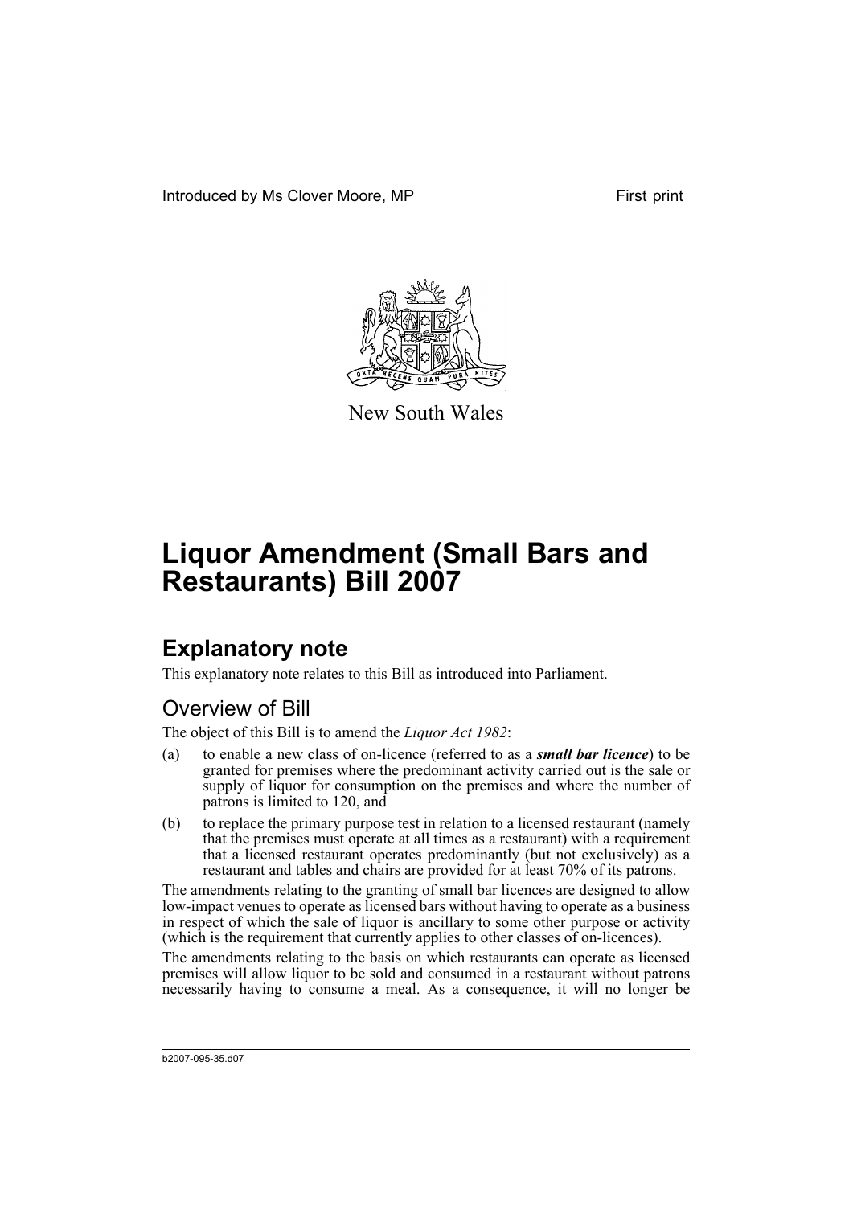Introduced by Ms Clover Moore, MP First print

New South Wales

# Liquor Amendment (Small Bars and Restaurants) Bill 2007

## Explanatory note

This explanatory note relates to this Bill as introduced into Parliament.

### Overview of Bill

The object of this Bill is to amend the *Liquor Act 1982*:

(a) to enable a new class of on-licence (referred to as a ***small bar licence***) to be granted for premises where the predominant activity carried out is the sale or supply of liquor for consumption on the premises and where the number of patrons is limited to 120, and

(b) to replace the primary purpose test in relation to a licensed restaurant (namely that the premises must operate at all times as a restaurant) with a requirement that a licensed restaurant operates predominantly (but not exclusively) as a restaurant and tables and chairs are provided for at least 70% of its patrons.

The amendments relating to the granting of small bar licences are designed to allow low-impact venues to operate as licensed bars without having to operate as a business in respect of which the sale of liquor is ancillary to some other purpose or activity (which is the requirement that currently applies to other classes of on-licences).

The amendments relating to the basis on which restaurants can operate as licensed premises will allow liquor to be sold and consumed in a restaurant without patrons necessarily having to consume a meal. As a consequence, it will no longer be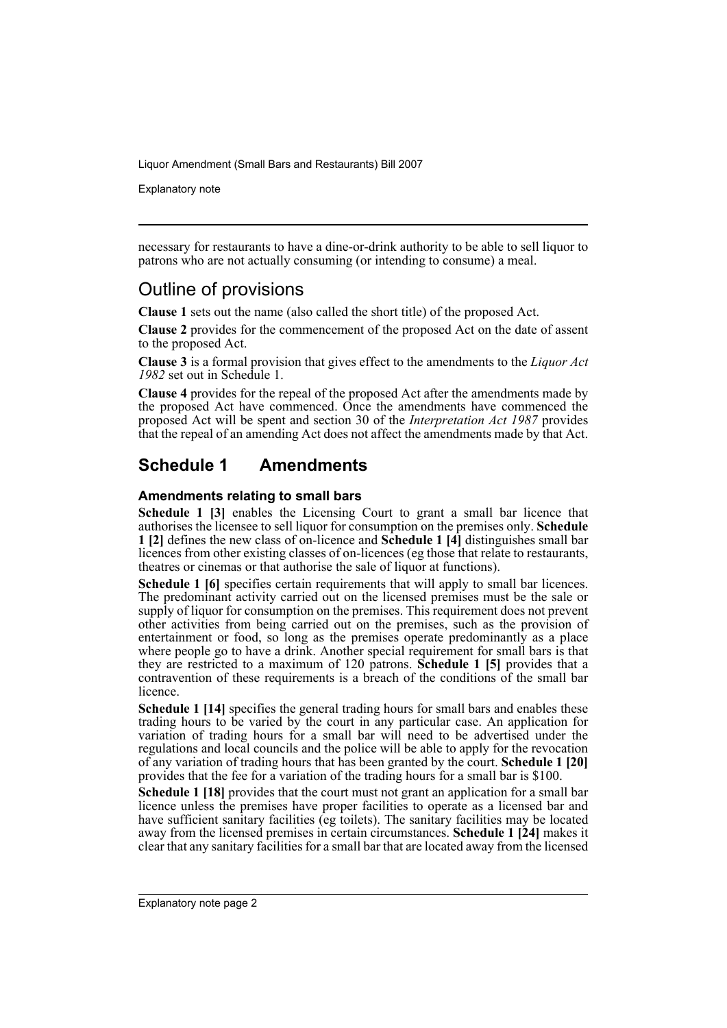necessary for restaurants to have a dine-or-drink authority to be able to sell liquor to patrons who are not actually consuming (or intending to consume) a meal.

## Outline of provisions

**Clause 1** sets out the name (also called the short title) of the proposed Act.

**Clause 2** provides for the commencement of the proposed Act on the date of assent to the proposed Act.

**Clause 3** is a formal provision that gives effect to the amendments to the *Liquor Act 1982* set out in Schedule 1.

**Clause 4** provides for the repeal of the proposed Act after the amendments made by the proposed Act have commenced. Once the amendments have commenced the proposed Act will be spent and section 30 of the *Interpretation Act 1987* provides that the repeal of an amending Act does not affect the amendments made by that Act.

## Schedule 1 Amendments

### Amendments relating to small bars

**Schedule 1 [3]** enables the Licensing Court to grant a small bar licence that authorises the licensee to sell liquor for consumption on the premises only. **Schedule 1 [2]** defines the new class of on-licence and **Schedule 1 [4]** distinguishes small bar licences from other existing classes of on-licences (eg those that relate to restaurants, theatres or cinemas or that authorise the sale of liquor at functions).

**Schedule 1 [6]** specifies certain requirements that will apply to small bar licences. The predominant activity carried out on the licensed premises must be the sale or supply of liquor for consumption on the premises. This requirement does not prevent other activities from being carried out on the premises, such as the provision of entertainment or food, so long as the premises operate predominantly as a place where people go to have a drink. Another special requirement for small bars is that they are restricted to a maximum of 120 patrons. **Schedule 1 [5]** provides that a contravention of these requirements is a breach of the conditions of the small bar licence.

**Schedule 1 [14]** specifies the general trading hours for small bars and enables these trading hours to be varied by the court in any particular case. An application for variation of trading hours for a small bar will need to be advertised under the regulations and local councils and the police will be able to apply for the revocation of any variation of trading hours that has been granted by the court. **Schedule 1 [20]** provides that the fee for a variation of the trading hours for a small bar is $100.

**Schedule 1 [18]** provides that the court must not grant an application for a small bar licence unless the premises have proper facilities to operate as a licensed bar and have sufficient sanitary facilities (eg toilets). The sanitary facilities may be located away from the licensed premises in certain circumstances. **Schedule 1 [24]** makes it clear that any sanitary facilities for a small bar that are located away from the licensed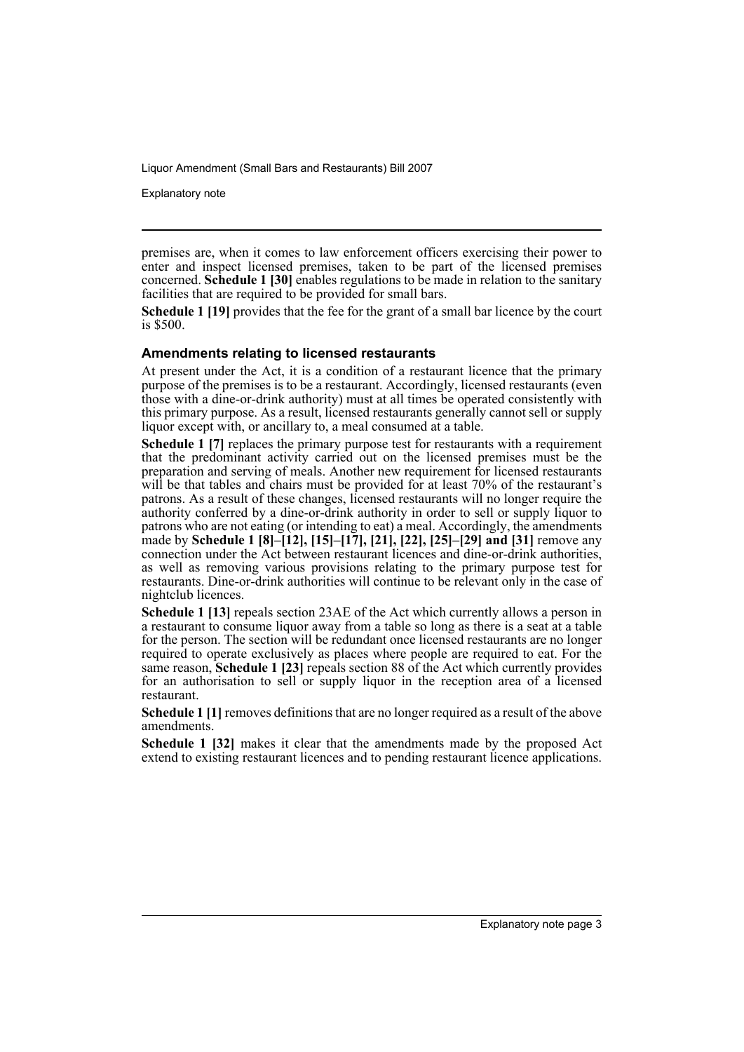premises are, when it comes to law enforcement officers exercising their power to enter and inspect licensed premises, taken to be part of the licensed premises concerned. **Schedule 1 [30]** enables regulations to be made in relation to the sanitary facilities that are required to be provided for small bars.

**Schedule 1 [19]** provides that the fee for the grant of a small bar licence by the court is $500.

### Amendments relating to licensed restaurants

At present under the Act, it is a condition of a restaurant licence that the primary purpose of the premises is to be a restaurant. Accordingly, licensed restaurants (even those with a dine-or-drink authority) must at all times be operated consistently with this primary purpose. As a result, licensed restaurants generally cannot sell or supply liquor except with, or ancillary to, a meal consumed at a table.

**Schedule 1 [7]** replaces the primary purpose test for restaurants with a requirement that the predominant activity carried out on the licensed premises must be the preparation and serving of meals. Another new requirement for licensed restaurants will be that tables and chairs must be provided for at least 70% of the restaurant's patrons. As a result of these changes, licensed restaurants will no longer require the authority conferred by a dine-or-drink authority in order to sell or supply liquor to patrons who are not eating (or intending to eat) a meal. Accordingly, the amendments made by **Schedule 1 [8]–[12], [15]–[17], [21], [22], [25]–[29] and [31]** remove any connection under the Act between restaurant licences and dine-or-drink authorities, as well as removing various provisions relating to the primary purpose test for restaurants. Dine-or-drink authorities will continue to be relevant only in the case of nightclub licences.

**Schedule 1 [13]** repeals section 23AE of the Act which currently allows a person in a restaurant to consume liquor away from a table so long as there is a seat at a table for the person. The section will be redundant once licensed restaurants are no longer required to operate exclusively as places where people are required to eat. For the same reason, **Schedule 1 [23]** repeals section 88 of the Act which currently provides for an authorisation to sell or supply liquor in the reception area of a licensed restaurant.

**Schedule 1 [1]** removes definitions that are no longer required as a result of the above amendments.

**Schedule 1 [32]** makes it clear that the amendments made by the proposed Act extend to existing restaurant licences and to pending restaurant licence applications.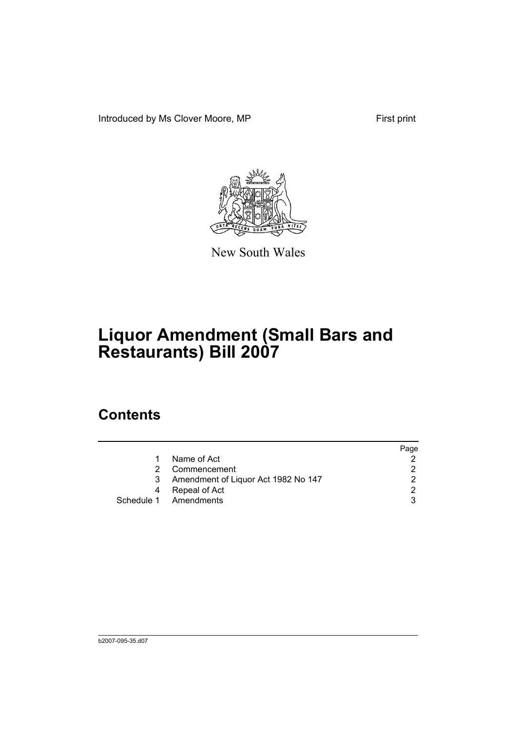Introduced by Ms Clover Moore, MP First print

New South Wales

# Liquor Amendment (Small Bars and Restaurants) Bill 2007

## Contents

| | | Page |
|---|---|---|
| 1 | Name of Act | 2 |
| 2 | Commencement | 2 |
| 3 | Amendment of Liquor Act 1982 No 147 | 2 |
| 4 | Repeal of Act | 2 |
| Schedule 1 | Amendments | 3 |

b2007-095-35.d07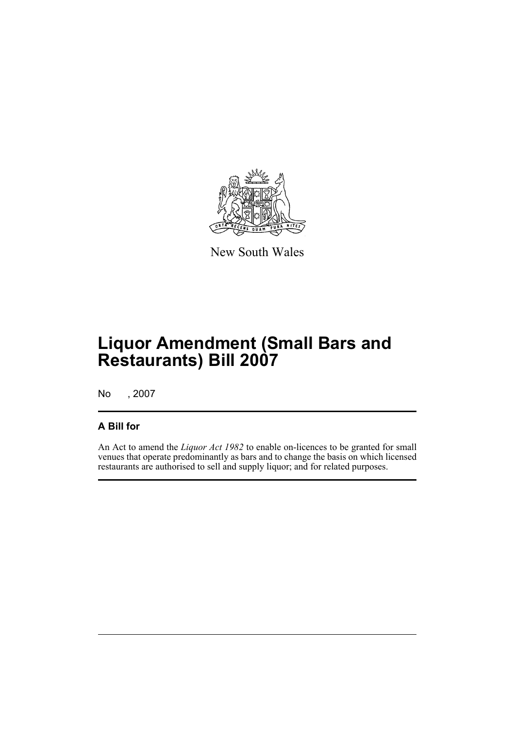New South Wales

# Liquor Amendment (Small Bars and Restaurants) Bill 2007

No , 2007

## A Bill for

An Act to amend the *Liquor Act 1982* to enable on-licences to be granted for small venues that operate predominantly as bars and to change the basis on which licensed restaurants are authorised to sell and supply liquor; and for related purposes.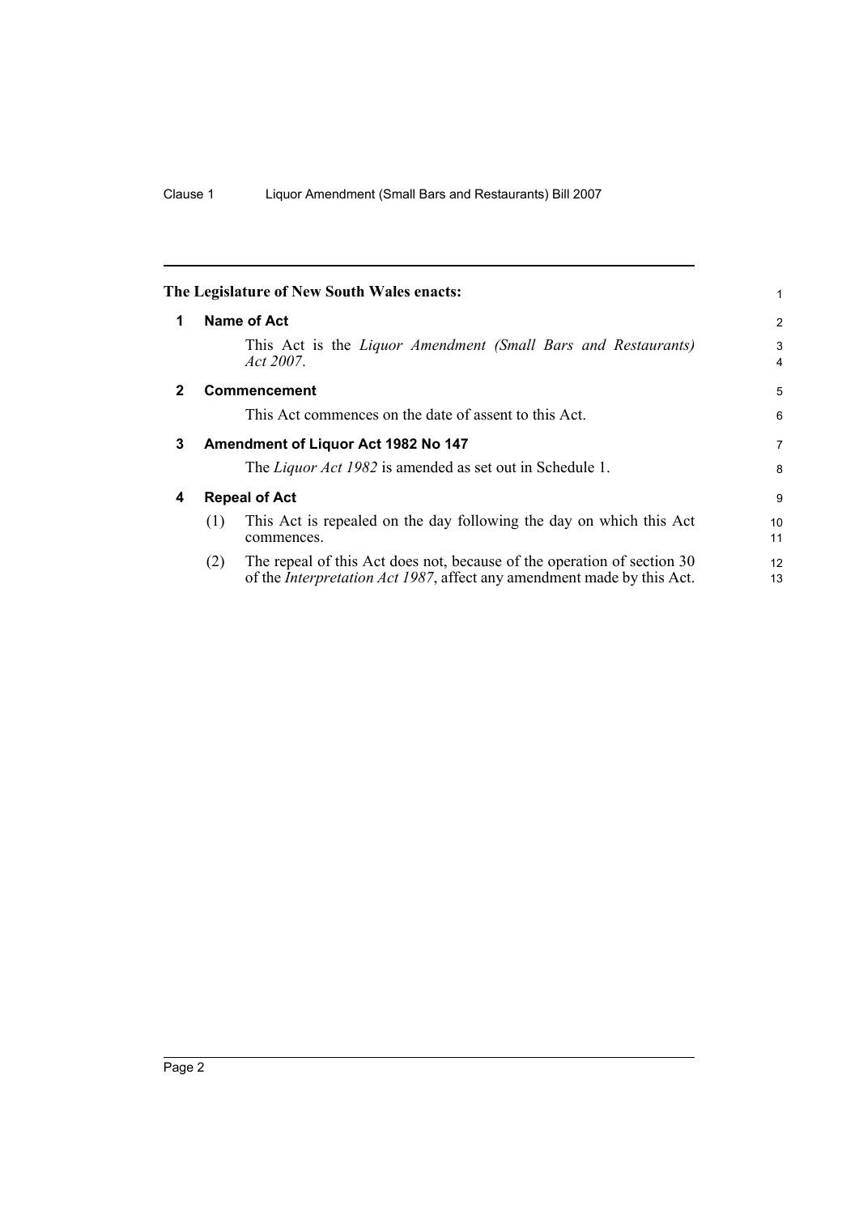The Legislature of New South Wales enacts:

### 1 Name of Act

This Act is the *Liquor Amendment (Small Bars and Restaurants) Act 2007*.

### 2 Commencement

This Act commences on the date of assent to this Act.

### 3 Amendment of Liquor Act 1982 No 147

The *Liquor Act 1982* is amended as set out in Schedule 1.

### 4 Repeal of Act

(1) This Act is repealed on the day following the day on which this Act commences.

(2) The repeal of this Act does not, because of the operation of section 30 of the *Interpretation Act 1987*, affect any amendment made by this Act.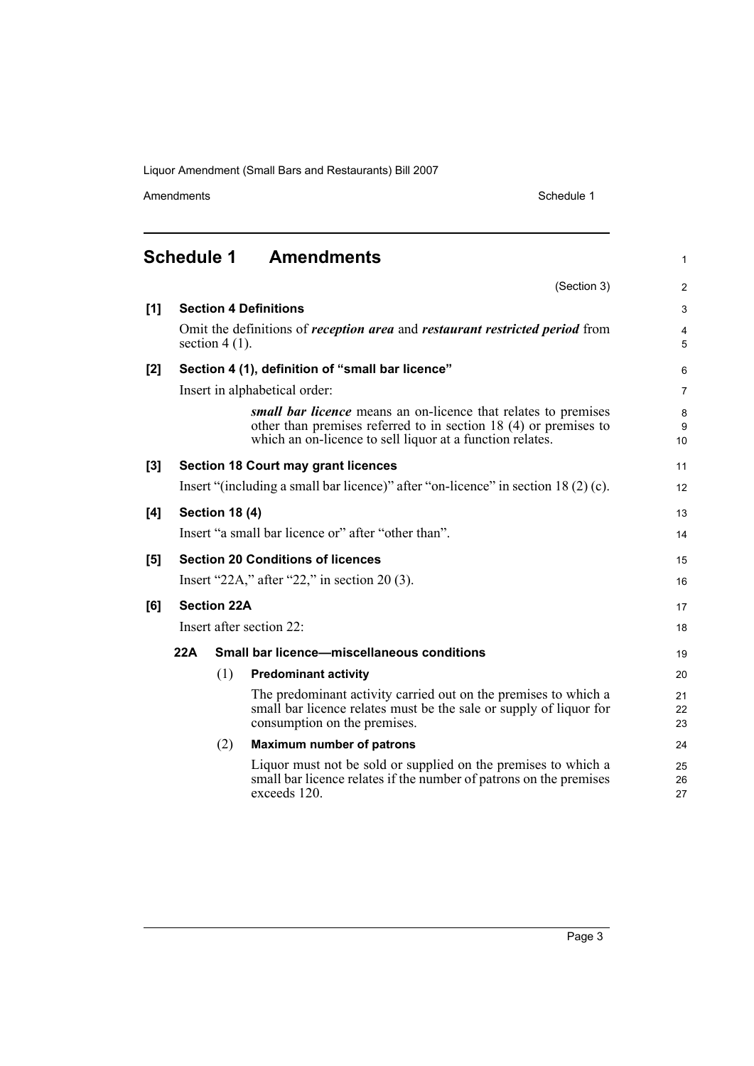# Schedule 1 Amendments

(Section 3)

**[1] Section 4 Definitions**

Omit the definitions of ***reception area*** and ***restaurant restricted period*** from section 4 (1).

**[2] Section 4 (1), definition of "small bar licence"**

Insert in alphabetical order:

> ***small bar licence*** means an on-licence that relates to premises other than premises referred to in section 18 (4) or premises to which an on-licence to sell liquor at a function relates.

**[3] Section 18 Court may grant licences**

Insert "(including a small bar licence)" after "on-licence" in section 18 (2) (c).

**[4] Section 18 (4)**

Insert "a small bar licence or" after "other than".

**[5] Section 20 Conditions of licences**

Insert "22A," after "22," in section 20 (3).

**[6] Section 22A**

Insert after section 22:

**22A Small bar licence—miscellaneous conditions**

(1) **Predominant activity**

The predominant activity carried out on the premises to which a small bar licence relates must be the sale or supply of liquor for consumption on the premises.

(2) **Maximum number of patrons**

Liquor must not be sold or supplied on the premises to which a small bar licence relates if the number of patrons on the premises exceeds 120.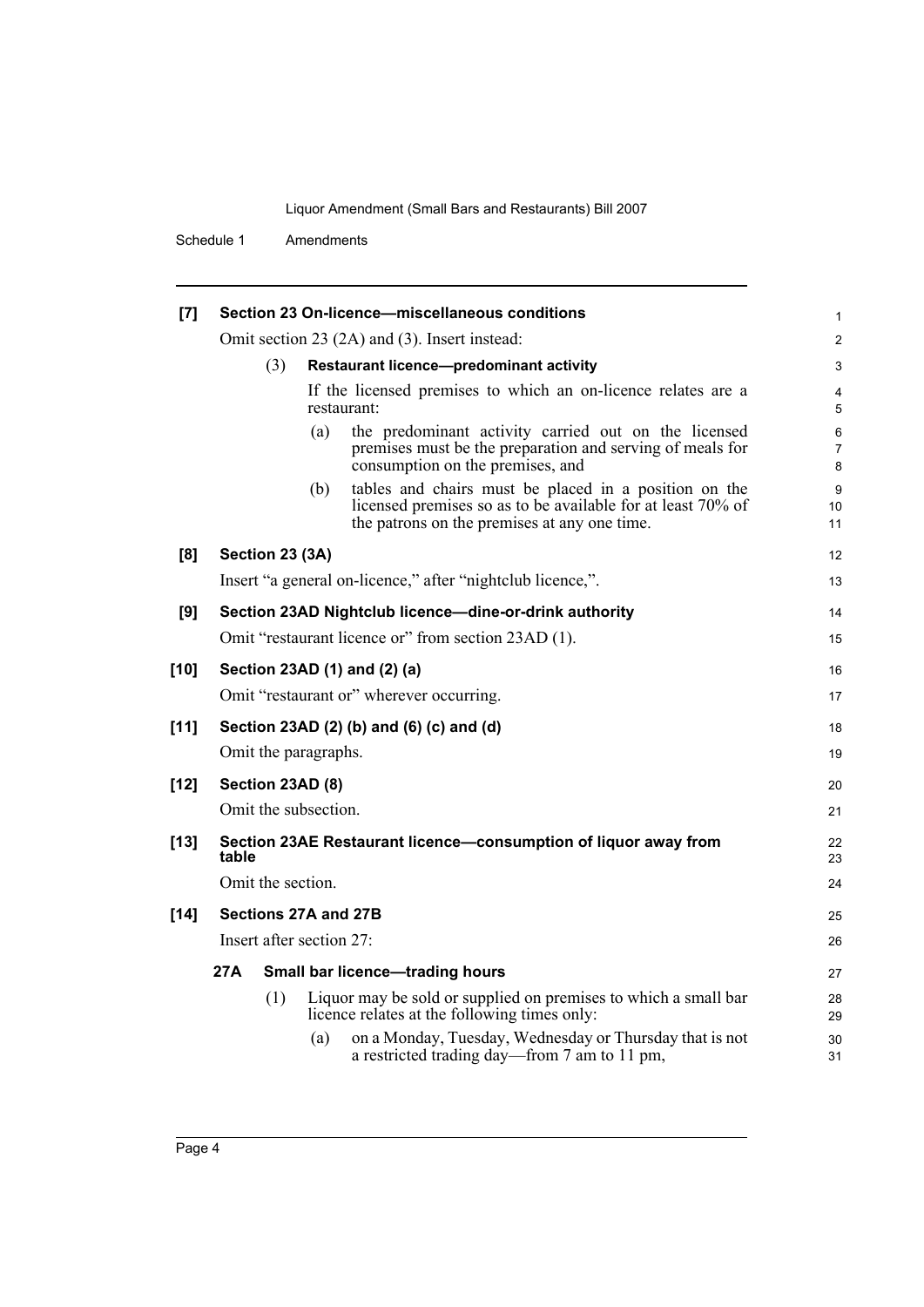**[7] Section 23 On-licence—miscellaneous conditions**

Omit section 23 (2A) and (3). Insert instead:

(3) **Restaurant licence—predominant activity**

If the licensed premises to which an on-licence relates are a restaurant:

(a) the predominant activity carried out on the licensed premises must be the preparation and serving of meals for consumption on the premises, and

(b) tables and chairs must be placed in a position on the licensed premises so as to be available for at least 70% of the patrons on the premises at any one time.

**[8] Section 23 (3A)**

Insert "a general on-licence," after "nightclub licence,".

**[9] Section 23AD Nightclub licence—dine-or-drink authority**

Omit "restaurant licence or" from section 23AD (1).

**[10] Section 23AD (1) and (2) (a)**

Omit "restaurant or" wherever occurring.

**[11] Section 23AD (2) (b) and (6) (c) and (d)**

Omit the paragraphs.

**[12] Section 23AD (8)**

Omit the subsection.

**[13] Section 23AE Restaurant licence—consumption of liquor away from table**

Omit the section.

**[14] Sections 27A and 27B**

Insert after section 27:

**27A Small bar licence—trading hours**

(1) Liquor may be sold or supplied on premises to which a small bar licence relates at the following times only:

(a) on a Monday, Tuesday, Wednesday or Thursday that is not a restricted trading day—from 7 am to 11 pm,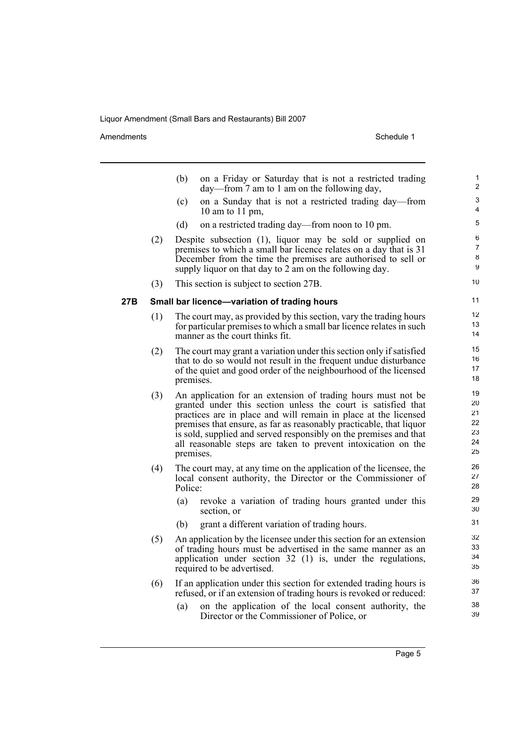(b) on a Friday or Saturday that is not a restricted trading day—from 7 am to 1 am on the following day,

(c) on a Sunday that is not a restricted trading day—from 10 am to 11 pm,

(d) on a restricted trading day—from noon to 10 pm.

(2) Despite subsection (1), liquor may be sold or supplied on premises to which a small bar licence relates on a day that is 31 December from the time the premises are authorised to sell or supply liquor on that day to 2 am on the following day.

(3) This section is subject to section 27B.

**27B Small bar licence—variation of trading hours**

(1) The court may, as provided by this section, vary the trading hours for particular premises to which a small bar licence relates in such manner as the court thinks fit.

(2) The court may grant a variation under this section only if satisfied that to do so would not result in the frequent undue disturbance of the quiet and good order of the neighbourhood of the licensed premises.

(3) An application for an extension of trading hours must not be granted under this section unless the court is satisfied that practices are in place and will remain in place at the licensed premises that ensure, as far as reasonably practicable, that liquor is sold, supplied and served responsibly on the premises and that all reasonable steps are taken to prevent intoxication on the premises.

(4) The court may, at any time on the application of the licensee, the local consent authority, the Director or the Commissioner of Police:

(a) revoke a variation of trading hours granted under this section, or

(b) grant a different variation of trading hours.

(5) An application by the licensee under this section for an extension of trading hours must be advertised in the same manner as an application under section 32 (1) is, under the regulations, required to be advertised.

(6) If an application under this section for extended trading hours is refused, or if an extension of trading hours is revoked or reduced:

(a) on the application of the local consent authority, the Director or the Commissioner of Police, or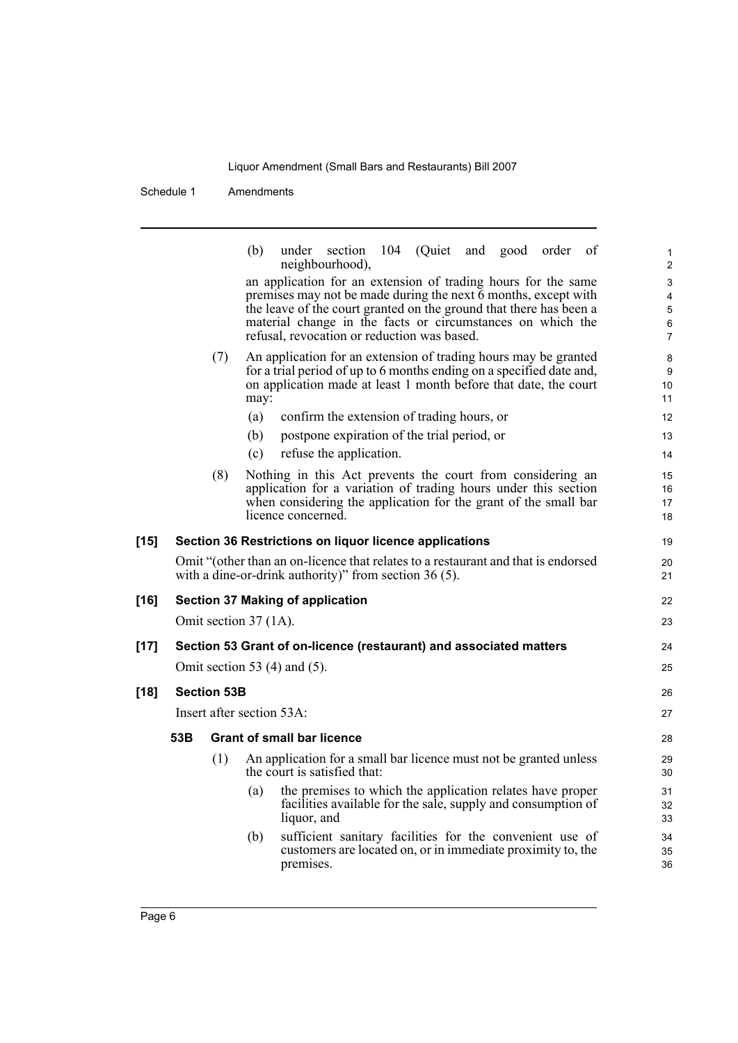(b) under section 104 (Quiet and good order of neighbourhood),

an application for an extension of trading hours for the same premises may not be made during the next 6 months, except with the leave of the court granted on the ground that there has been a material change in the facts or circumstances on which the refusal, revocation or reduction was based.

(7) An application for an extension of trading hours may be granted for a trial period of up to 6 months ending on a specified date and, on application made at least 1 month before that date, the court may:

(a) confirm the extension of trading hours, or

(b) postpone expiration of the trial period, or

(c) refuse the application.

(8) Nothing in this Act prevents the court from considering an application for a variation of trading hours under this section when considering the application for the grant of the small bar licence concerned.

**[15] Section 36 Restrictions on liquor licence applications**

Omit "(other than an on-licence that relates to a restaurant and that is endorsed with a dine-or-drink authority)" from section 36 (5).

**[16] Section 37 Making of application**

Omit section 37 (1A).

**[17] Section 53 Grant of on-licence (restaurant) and associated matters**

Omit section 53 (4) and (5).

**[18] Section 53B**

Insert after section 53A:

**53B Grant of small bar licence**

(1) An application for a small bar licence must not be granted unless the court is satisfied that:

(a) the premises to which the application relates have proper facilities available for the sale, supply and consumption of liquor, and

(b) sufficient sanitary facilities for the convenient use of customers are located on, or in immediate proximity to, the premises.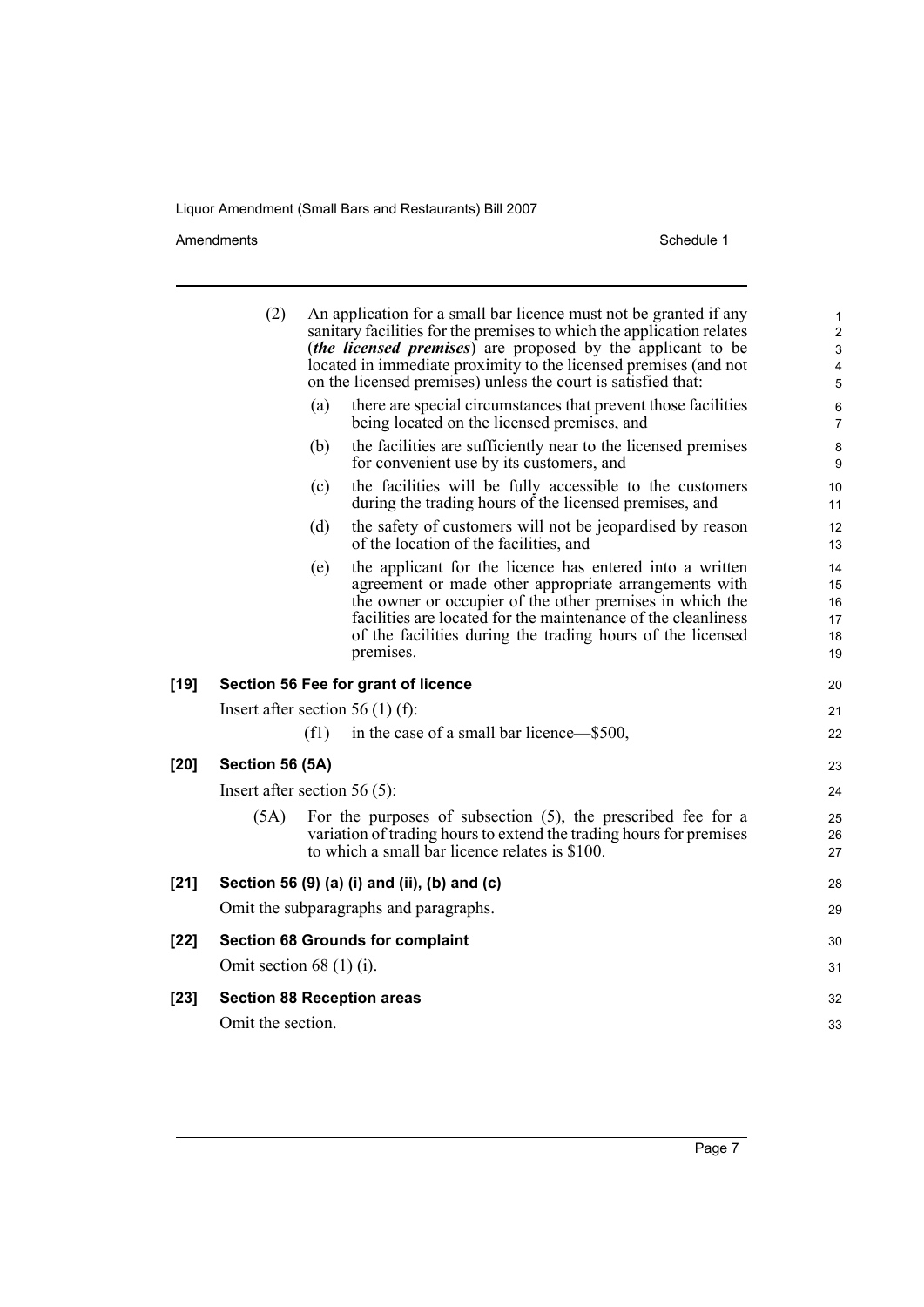(2) An application for a small bar licence must not be granted if any sanitary facilities for the premises to which the application relates (***the licensed premises***) are proposed by the applicant to be located in immediate proximity to the licensed premises (and not on the licensed premises) unless the court is satisfied that:

(a) there are special circumstances that prevent those facilities being located on the licensed premises, and

(b) the facilities are sufficiently near to the licensed premises for convenient use by its customers, and

(c) the facilities will be fully accessible to the customers during the trading hours of the licensed premises, and

(d) the safety of customers will not be jeopardised by reason of the location of the facilities, and

(e) the applicant for the licence has entered into a written agreement or made other appropriate arrangements with the owner or occupier of the other premises in which the facilities are located for the maintenance of the cleanliness of the facilities during the trading hours of the licensed premises.

**[19] Section 56 Fee for grant of licence**

Insert after section 56 (1) (f):

(f1) in the case of a small bar licence—$500,

**[20] Section 56 (5A)**

Insert after section 56 (5):

(5A) For the purposes of subsection (5), the prescribed fee for a variation of trading hours to extend the trading hours for premises to which a small bar licence relates is $100.

**[21] Section 56 (9) (a) (i) and (ii), (b) and (c)**

Omit the subparagraphs and paragraphs.

**[22] Section 68 Grounds for complaint**

Omit section 68 (1) (i).

**[23] Section 88 Reception areas**

Omit the section.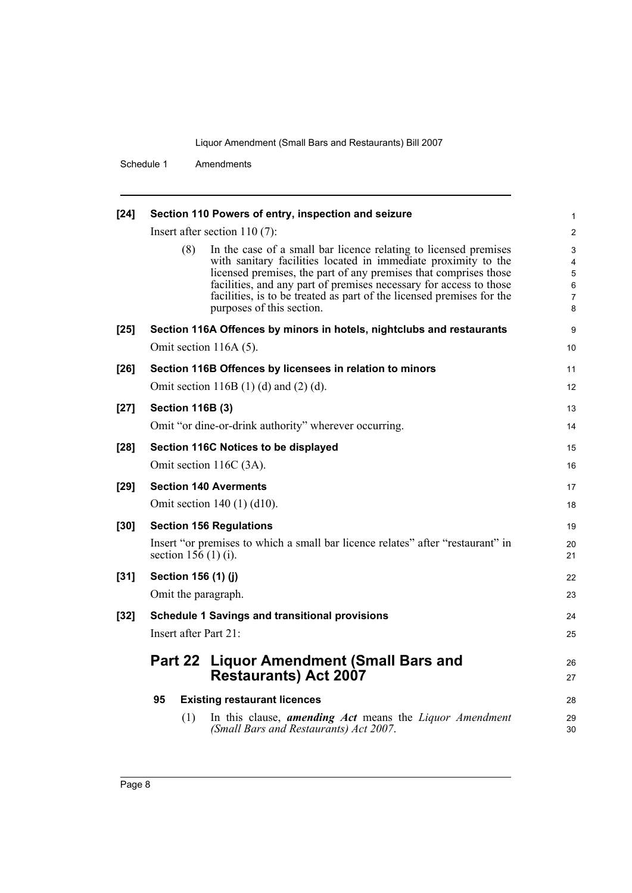**[24] Section 110 Powers of entry, inspection and seizure**

Insert after section 110 (7):

(8) In the case of a small bar licence relating to licensed premises with sanitary facilities located in immediate proximity to the licensed premises, the part of any premises that comprises those facilities, and any part of premises necessary for access to those facilities, is to be treated as part of the licensed premises for the purposes of this section.

**[25] Section 116A Offences by minors in hotels, nightclubs and restaurants**

Omit section 116A (5).

**[26] Section 116B Offences by licensees in relation to minors**

Omit section 116B (1) (d) and (2) (d).

**[27] Section 116B (3)**

Omit "or dine-or-drink authority" wherever occurring.

**[28] Section 116C Notices to be displayed**

Omit section 116C (3A).

**[29] Section 140 Averments**

Omit section 140 (1) (d10).

**[30] Section 156 Regulations**

Insert "or premises to which a small bar licence relates" after "restaurant" in section 156 (1) (i).

**[31] Section 156 (1) (j)**

Omit the paragraph.

**[32] Schedule 1 Savings and transitional provisions**

Insert after Part 21:

## Part 22 Liquor Amendment (Small Bars and Restaurants) Act 2007

### 95 Existing restaurant licences

(1) In this clause, ***amending Act*** means the *Liquor Amendment (Small Bars and Restaurants) Act 2007*.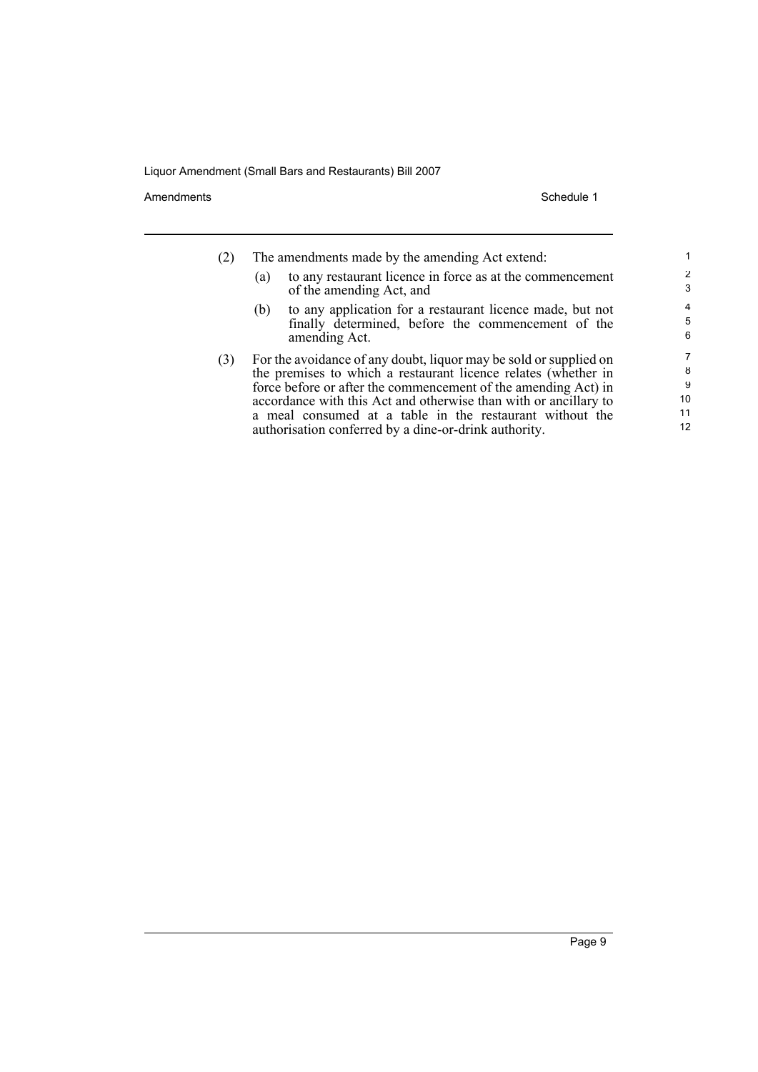(2) The amendments made by the amending Act extend:

(a) to any restaurant licence in force as at the commencement of the amending Act, and

(b) to any application for a restaurant licence made, but not finally determined, before the commencement of the amending Act.

(3) For the avoidance of any doubt, liquor may be sold or supplied on the premises to which a restaurant licence relates (whether in force before or after the commencement of the amending Act) in accordance with this Act and otherwise than with or ancillary to a meal consumed at a table in the restaurant without the authorisation conferred by a dine-or-drink authority.